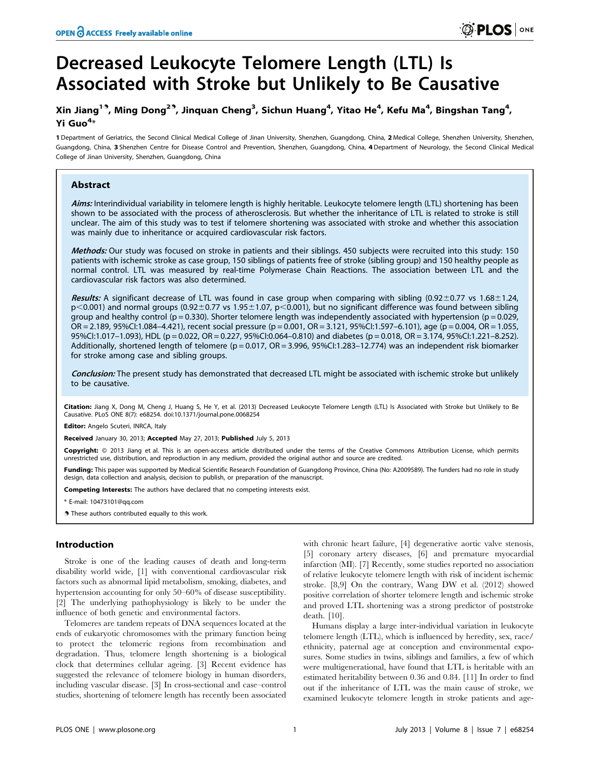# Decreased Leukocyte Telomere Length (LTL) Is Associated with Stroke but Unlikely to Be Causative

**Xin Jiang[1], Ming Dong[2], Jinquan Cheng[3], Sichun Huang[4], Yitao He[4], Kefu Ma[4], Bingshan Tang[4], Yi Guo[4]***

1 Department of Geriatrics, the Second Clinical Medical College of Jinan University, Shenzhen, Guangdong, China, 2 Medical College, Shenzhen University, Shenzhen, Guangdong, China, 3 Shenzhen Centre for Disease Control and Prevention, Shenzhen, Guangdong, China, 4 Department of Neurology, the Second Clinical Medical College of Jinan University, Shenzhen, Guangdong, China

## Abstract

***Aims:*** Interindividual variability in telomere length is highly heritable. Leukocyte telomere length (LTL) shortening has been shown to be associated with the process of atherosclerosis. But whether the inheritance of LTL is related to stroke is still unclear. The aim of this study was to test if telomere shortening was associated with stroke and whether this association was mainly due to inheritance or acquired cardiovascular risk factors.

***Methods:*** Our study was focused on stroke in patients and their siblings. 450 subjects were recruited into this study: 150 patients with ischemic stroke as case group, 150 siblings of patients free of stroke (sibling group) and 150 healthy people as normal control. LTL was measured by real-time Polymerase Chain Reactions. The association between LTL and the cardiovascular risk factors was also determined.

***Results:*** A significant decrease of LTL was found in case group when comparing with sibling ($0.92 \pm 0.77$ vs $1.68 \pm 1.24$, $p<0.001$) and normal groups ($0.92 \pm 0.77$ vs $1.95 \pm 1.07$, $p<0.001$), but no significant difference was found between sibling group and healthy control ($p=0.330$). Shorter telomere length was independently associated with hypertension ($p=0.029$, OR = 2.189, 95%CI:1.084–4.421), recent social pressure ($p=0.001$, OR = 3.121, 95%CI:1.597–6.101), age ($p=0.004$, OR = 1.055, 95%CI:1.017–1.093), HDL ($p=0.022$, OR = 0.227, 95%CI:0.064–0.810) and diabetes ($p=0.018$, OR = 3.174, 95%CI:1.221–8.252). Additionally, shortened length of telomere ($p=0.017$, OR = 3.996, 95%CI:1.283–12.774) was an independent risk biomarker for stroke among case and sibling groups.

***Conclusion:*** The present study has demonstrated that decreased LTL might be associated with ischemic stroke but unlikely to be causative.

**Citation:** Jiang X, Dong M, Cheng J, Huang S, He Y, et al. (2013) Decreased Leukocyte Telomere Length (LTL) Is Associated with Stroke but Unlikely to Be Causative. PLoS ONE 8(7): e68254. doi:10.1371/journal.pone.0068254

**Editor:** Angelo Scuteri, INRCA, Italy

**Received** January 30, 2013; **Accepted** May 27, 2013; **Published** July 5, 2013

**Copyright:** © 2013 Jiang et al. This is an open-access article distributed under the terms of the Creative Commons Attribution License, which permits unrestricted use, distribution, and reproduction in any medium, provided the original author and source are credited.

**Funding:** This paper was supported by Medical Scientific Research Foundation of Guangdong Province, China (No: A2009589). The funders had no role in study design, data collection and analysis, decision to publish, or preparation of the manuscript.

**Competing Interests:** The authors have declared that no competing interests exist.

\* E-mail: 10473101@qq.com

These authors contributed equally to this work.

## Introduction

Stroke is one of the leading causes of death and long-term disability world wide, [1] with conventional cardiovascular risk factors such as abnormal lipid metabolism, smoking, diabetes, and hypertension accounting for only 50–60% of disease susceptibility. [2] The underlying pathophysiology is likely to be under the influence of both genetic and environmental factors.

Telomeres are tandem repeats of DNA sequences located at the ends of eukaryotic chromosomes with the primary function being to protect the telomeric regions from recombination and degradation. Thus, telomere length shortening is a biological clock that determines cellular ageing. [3] Recent evidence has suggested the relevance of telomere biology in human disorders, including vascular disease. [3] In cross-sectional and case–control studies, shortening of telomere length has recently been associated with chronic heart failure, [4] degenerative aortic valve stenosis, [5] coronary artery diseases, [6] and premature myocardial infarction (MI). [7] Recently, some studies reported no association of relative leukocyte telomere length with risk of incident ischemic stroke. [8,9] On the contrary, Wang DW et al. (2012) showed positive correlation of shorter telomere length and ischemic stroke and proved LTL shortening was a strong predictor of poststroke death. [10].

Humans display a large inter-individual variation in leukocyte telomere length (LTL), which is influenced by heredity, sex, race/ethnicity, paternal age at conception and environmental exposures. Some studies in twins, siblings and families, a few of which were multigenerational, have found that LTL is heritable with an estimated heritability between 0.36 and 0.84. [11] In order to find out if the inheritance of LTL was the main cause of stroke, we examined leukocyte telomere length in stroke patients and age-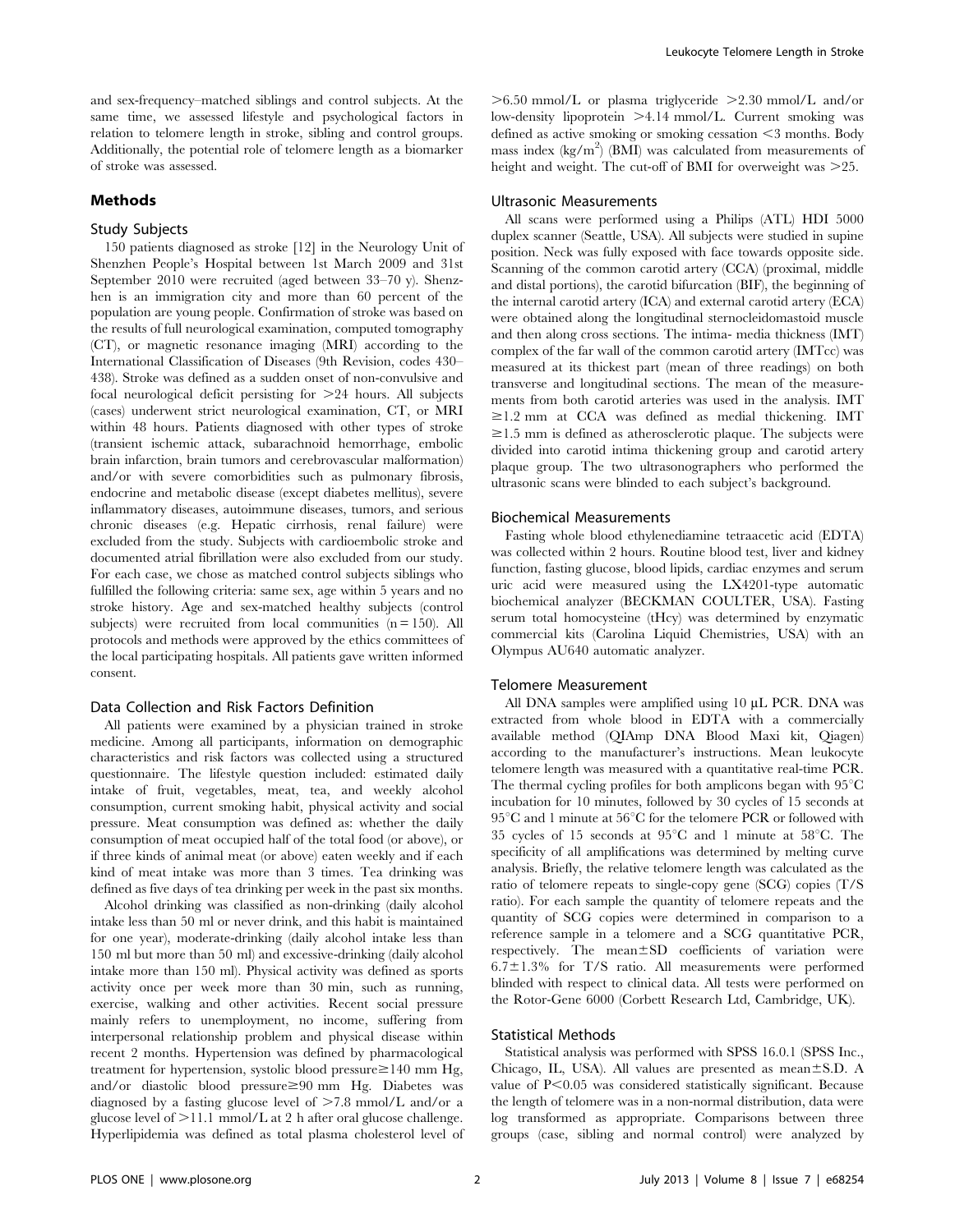and sex-frequency–matched siblings and control subjects. At the same time, we assessed lifestyle and psychological factors in relation to telomere length in stroke, sibling and control groups. Additionally, the potential role of telomere length as a biomarker of stroke was assessed.

## Methods

### Study Subjects

150 patients diagnosed as stroke [12] in the Neurology Unit of Shenzhen People's Hospital between 1st March 2009 and 31st September 2010 were recruited (aged between 33–70 y). Shenzhen is an immigration city and more than 60 percent of the population are young people. Confirmation of stroke was based on the results of full neurological examination, computed tomography (CT), or magnetic resonance imaging (MRI) according to the International Classification of Diseases (9th Revision, codes 430–438). Stroke was defined as a sudden onset of non-convulsive and focal neurological deficit persisting for >24 hours. All subjects (cases) underwent strict neurological examination, CT, or MRI within 48 hours. Patients diagnosed with other types of stroke (transient ischemic attack, subarachnoid hemorrhage, embolic brain infarction, brain tumors and cerebrovascular malformation) and/or with severe comorbidities such as pulmonary fibrosis, endocrine and metabolic disease (except diabetes mellitus), severe inflammatory diseases, autoimmune diseases, tumors, and serious chronic diseases (e.g. Hepatic cirrhosis, renal failure) were excluded from the study. Subjects with cardioembolic stroke and documented atrial fibrillation were also excluded from our study. For each case, we chose as matched control subjects siblings who fulfilled the following criteria: same sex, age within 5 years and no stroke history. Age and sex-matched healthy subjects (control subjects) were recruited from local communities (n = 150). All protocols and methods were approved by the ethics committees of the local participating hospitals. All patients gave written informed consent.

### Data Collection and Risk Factors Definition

All patients were examined by a physician trained in stroke medicine. Among all participants, information on demographic characteristics and risk factors was collected using a structured questionnaire. The lifestyle question included: estimated daily intake of fruit, vegetables, meat, tea, and weekly alcohol consumption, current smoking habit, physical activity and social pressure. Meat consumption was defined as: whether the daily consumption of meat occupied half of the total food (or above), or if three kinds of animal meat (or above) eaten weekly and if each kind of meat intake was more than 3 times. Tea drinking was defined as five days of tea drinking per week in the past six months.

Alcohol drinking was classified as non-drinking (daily alcohol intake less than 50 ml or never drink, and this habit is maintained for one year), moderate-drinking (daily alcohol intake less than 150 ml but more than 50 ml) and excessive-drinking (daily alcohol intake more than 150 ml). Physical activity was defined as sports activity once per week more than 30 min, such as running, exercise, walking and other activities. Recent social pressure mainly refers to unemployment, no income, suffering from interpersonal relationship problem and physical disease within recent 2 months. Hypertension was defined by pharmacological treatment for hypertension, systolic blood pressure≥140 mm Hg, and/or diastolic blood pressure≥90 mm Hg. Diabetes was diagnosed by a fasting glucose level of >7.8 mmol/L and/or a glucose level of >11.1 mmol/L at 2 h after oral glucose challenge. Hyperlipidemia was defined as total plasma cholesterol level of >6.50 mmol/L or plasma triglyceride >2.30 mmol/L and/or low-density lipoprotein >4.14 mmol/L. Current smoking was defined as active smoking or smoking cessation <3 months. Body mass index ($kg/m^2$) (BMI) was calculated from measurements of height and weight. The cut-off of BMI for overweight was >25.

### Ultrasonic Measurements

All scans were performed using a Philips (ATL) HDI 5000 duplex scanner (Seattle, USA). All subjects were studied in supine position. Neck was fully exposed with face towards opposite side. Scanning of the common carotid artery (CCA) (proximal, middle and distal portions), the carotid bifurcation (BIF), the beginning of the internal carotid artery (ICA) and external carotid artery (ECA) were obtained along the longitudinal sternocleidomastoid muscle and then along cross sections. The intima- media thickness (IMT) complex of the far wall of the common carotid artery (IMTcc) was measured at its thickest part (mean of three readings) on both transverse and longitudinal sections. The mean of the measurements from both carotid arteries was used in the analysis. IMT ≥1.2 mm at CCA was defined as medial thickening. IMT ≥1.5 mm is defined as atherosclerotic plaque. The subjects were divided into carotid intima thickening group and carotid artery plaque group. The two ultrasonographers who performed the ultrasonic scans were blinded to each subject's background.

### Biochemical Measurements

Fasting whole blood ethylenediamine tetraacetic acid (EDTA) was collected within 2 hours. Routine blood test, liver and kidney function, fasting glucose, blood lipids, cardiac enzymes and serum uric acid were measured using the LX4201-type automatic biochemical analyzer (BECKMAN COULTER, USA). Fasting serum total homocysteine (tHcy) was determined by enzymatic commercial kits (Carolina Liquid Chemistries, USA) with an Olympus AU640 automatic analyzer.

### Telomere Measurement

All DNA samples were amplified using 10 µL PCR. DNA was extracted from whole blood in EDTA with a commercially available method (QIAmp DNA Blood Maxi kit, Qiagen) according to the manufacturer's instructions. Mean leukocyte telomere length was measured with a quantitative real-time PCR. The thermal cycling profiles for both amplicons began with 95°C incubation for 10 minutes, followed by 30 cycles of 15 seconds at 95°C and 1 minute at 56°C for the telomere PCR or followed with 35 cycles of 15 seconds at 95°C and 1 minute at 58°C. The specificity of all amplifications was determined by melting curve analysis. Briefly, the relative telomere length was calculated as the ratio of telomere repeats to single-copy gene (SCG) copies (T/S ratio). For each sample the quantity of telomere repeats and the quantity of SCG copies were determined in comparison to a reference sample in a telomere and a SCG quantitative PCR, respectively. The mean±SD coefficients of variation were 6.7±1.3% for T/S ratio. All measurements were performed blinded with respect to clinical data. All tests were performed on the Rotor-Gene 6000 (Corbett Research Ltd, Cambridge, UK).

### Statistical Methods

Statistical analysis was performed with SPSS 16.0.1 (SPSS Inc., Chicago, IL, USA). All values are presented as mean±S.D. A value of $P<0.05$ was considered statistically significant. Because the length of telomere was in a non-normal distribution, data were log transformed as appropriate. Comparisons between three groups (case, sibling and normal control) were analyzed by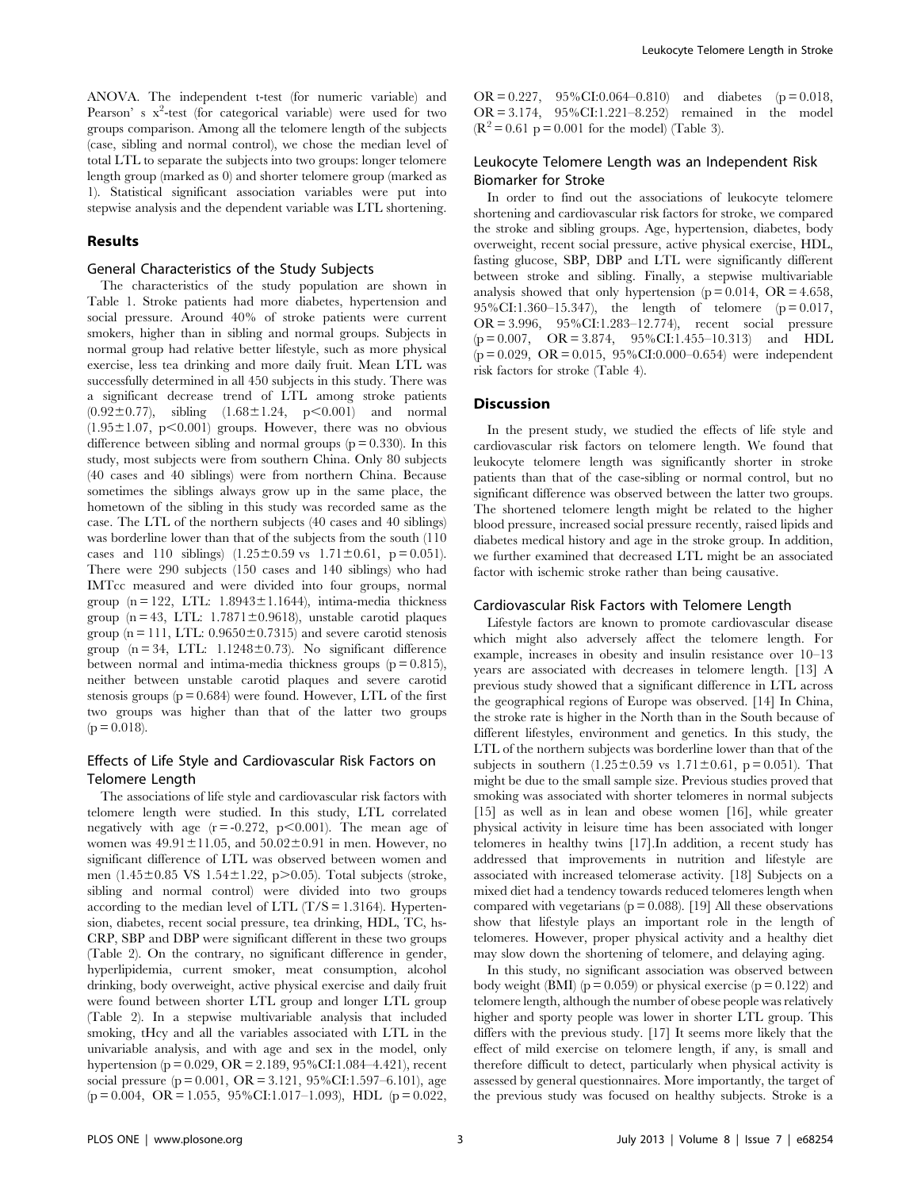ANOVA. The independent t-test (for numeric variable) and Pearson' s $x^2$-test (for categorical variable) were used for two groups comparison. Among all the telomere length of the subjects (case, sibling and normal control), we chose the median level of total LTL to separate the subjects into two groups: longer telomere length group (marked as 0) and shorter telomere group (marked as 1). Statistical significant association variables were put into stepwise analysis and the dependent variable was LTL shortening.

## Results

### General Characteristics of the Study Subjects

The characteristics of the study population are shown in Table 1. Stroke patients had more diabetes, hypertension and social pressure. Around 40% of stroke patients were current smokers, higher than in sibling and normal groups. Subjects in normal group had relative better lifestyle, such as more physical exercise, less tea drinking and more daily fruit. Mean LTL was successfully determined in all 450 subjects in this study. There was a significant decrease trend of LTL among stroke patients (0.92±0.77), sibling (1.68±1.24, $p<0.001$) and normal (1.95±1.07, $p<0.001$) groups. However, there was no obvious difference between sibling and normal groups ($p=0.330$). In this study, most subjects were from southern China. Only 80 subjects (40 cases and 40 siblings) were from northern China. Because sometimes the siblings always grow up in the same place, the hometown of the sibling in this study was recorded same as the case. The LTL of the northern subjects (40 cases and 40 siblings) was borderline lower than that of the subjects from the south (110 cases and 110 siblings) (1.25±0.59 vs 1.71±0.61, $p=0.051$). There were 290 subjects (150 cases and 140 siblings) who had IMTcc measured and were divided into four groups, normal group (n = 122, LTL: 1.8943±1.1644), intima-media thickness group (n = 43, LTL: 1.7871±0.9618), unstable carotid plaques group (n = 111, LTL: 0.9650±0.7315) and severe carotid stenosis group (n = 34, LTL: 1.1248±0.73). No significant difference between normal and intima-media thickness groups ($p=0.815$), neither between unstable carotid plaques and severe carotid stenosis groups ($p=0.684$) were found. However, LTL of the first two groups was higher than that of the latter two groups ($p=0.018$).

### Effects of Life Style and Cardiovascular Risk Factors on Telomere Length

The associations of life style and cardiovascular risk factors with telomere length were studied. In this study, LTL correlated negatively with age ($r=-0.272$, $p<0.001$). The mean age of women was 49.91±11.05, and 50.02±0.91 in men. However, no significant difference of LTL was observed between women and men (1.45±0.85 VS 1.54±1.22, $p>0.05$). Total subjects (stroke, sibling and normal control) were divided into two groups according to the median level of LTL (T/S = 1.3164). Hypertension, diabetes, recent social pressure, tea drinking, HDL, TC, hs-CRP, SBP and DBP were significant different in these two groups (Table 2). On the contrary, no significant difference in gender, hyperlipidemia, current smoker, meat consumption, alcohol drinking, body overweight, active physical exercise and daily fruit were found between shorter LTL group and longer LTL group (Table 2). In a stepwise multivariable analysis that included smoking, tHcy and all the variables associated with LTL in the univariable analysis, and with age and sex in the model, only hypertension ($p=0.029$, OR = 2.189, 95%CI:1.084–4.421), recent social pressure ($p=0.001$, OR = 3.121, 95%CI:1.597–6.101), age ($p=0.004$, OR = 1.055, 95%CI:1.017–1.093), HDL ($p=0.022$, OR = 0.227, 95%CI:0.064–0.810) and diabetes ($p=0.018$, OR = 3.174, 95%CI:1.221–8.252) remained in the model ($R^2=0.61$ $p=0.001$ for the model) (Table 3).

### Leukocyte Telomere Length was an Independent Risk Biomarker for Stroke

In order to find out the associations of leukocyte telomere shortening and cardiovascular risk factors for stroke, we compared the stroke and sibling groups. Age, hypertension, diabetes, body overweight, recent social pressure, active physical exercise, HDL, fasting glucose, SBP, DBP and LTL were significantly different between stroke and sibling. Finally, a stepwise multivariable analysis showed that only hypertension ($p=0.014$, OR = 4.658, 95%CI:1.360–15.347), the length of telomere ($p=0.017$, OR = 3.996, 95%CI:1.283–12.774), recent social pressure ($p=0.007$, OR = 3.874, 95%CI:1.455–10.313) and HDL ($p=0.029$, OR = 0.015, 95%CI:0.000–0.654) were independent risk factors for stroke (Table 4).

## Discussion

In the present study, we studied the effects of life style and cardiovascular risk factors on telomere length. We found that leukocyte telomere length was significantly shorter in stroke patients than that of the case-sibling or normal control, but no significant difference was observed between the latter two groups. The shortened telomere length might be related to the higher blood pressure, increased social pressure recently, raised lipids and diabetes medical history and age in the stroke group. In addition, we further examined that decreased LTL might be an associated factor with ischemic stroke rather than being causative.

### Cardiovascular Risk Factors with Telomere Length

Lifestyle factors are known to promote cardiovascular disease which might also adversely affect the telomere length. For example, increases in obesity and insulin resistance over 10–13 years are associated with decreases in telomere length. [13] A previous study showed that a significant difference in LTL across the geographical regions of Europe was observed. [14] In China, the stroke rate is higher in the North than in the South because of different lifestyles, environment and genetics. In this study, the LTL of the northern subjects was borderline lower than that of the subjects in southern (1.25±0.59 vs 1.71±0.61, $p=0.051$). That might be due to the small sample size. Previous studies proved that smoking was associated with shorter telomeres in normal subjects [15] as well as in lean and obese women [16], while greater physical activity in leisure time has been associated with longer telomeres in healthy twins [17].In addition, a recent study has addressed that improvements in nutrition and lifestyle are associated with increased telomerase activity. [18] Subjects on a mixed diet had a tendency towards reduced telomeres length when compared with vegetarians ($p=0.088$). [19] All these observations show that lifestyle plays an important role in the length of telomeres. However, proper physical activity and a healthy diet may slow down the shortening of telomere, and delaying aging.

In this study, no significant association was observed between body weight (BMI) ($p=0.059$) or physical exercise ($p=0.122$) and telomere length, although the number of obese people was relatively higher and sporty people was lower in shorter LTL group. This differs with the previous study. [17] It seems more likely that the effect of mild exercise on telomere length, if any, is small and therefore difficult to detect, particularly when physical activity is assessed by general questionnaires. More importantly, the target of the previous study was focused on healthy subjects. Stroke is a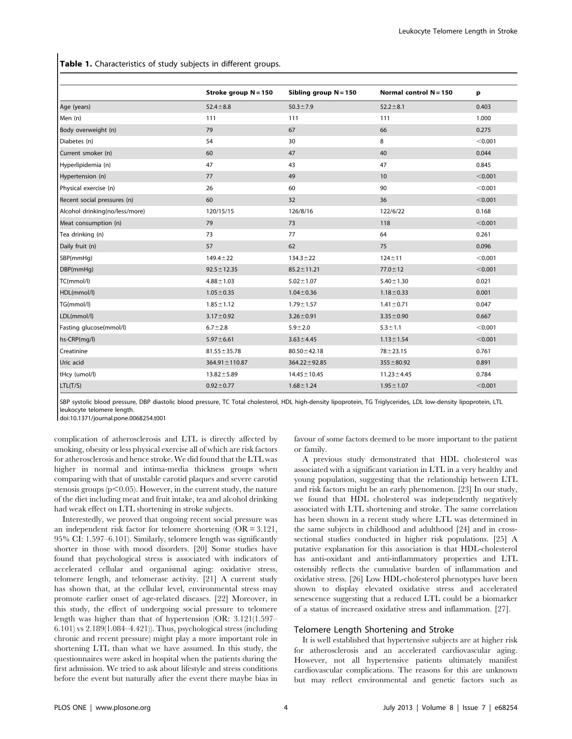**Table 1.** Characteristics of study subjects in different groups.

| | Stroke group N = 150 | Sibling group N = 150 | Normal control N = 150 | p |
|---|---|---|---|---|
| Age (years) | 52.4±8.8 | 50.3±7.9 | 52.2±8.1 | 0.403 |
| Men (n) | 111 | 111 | 111 | 1.000 |
| Body overweight (n) | 79 | 67 | 66 | 0.275 |
| Diabetes (n) | 54 | 30 | 8 | <0.001 |
| Current smoker (n) | 60 | 47 | 40 | 0.044 |
| Hyperlipidemia (n) | 47 | 43 | 47 | 0.845 |
| Hypertension (n) | 77 | 49 | 10 | <0.001 |
| Physical exercise (n) | 26 | 60 | 90 | <0.001 |
| Recent social pressures (n) | 60 | 32 | 36 | <0.001 |
| Alcohol drinking(no/less/more) | 120/15/15 | 126/8/16 | 122/6/22 | 0.168 |
| Meat consumption (n) | 79 | 73 | 118 | <0.001 |
| Tea drinking (n) | 73 | 77 | 64 | 0.261 |
| Daily fruit (n) | 57 | 62 | 75 | 0.096 |
| SBP(mmHg) | 149.4±22 | 134.3±22 | 124±11 | <0.001 |
| DBP(mmHg) | 92.5±12.35 | 85.2±11.21 | 77.0±12 | <0.001 |
| TC(mmol/l) | 4.88±1.03 | 5.02±1.07 | 5.40±1.30 | 0.021 |
| HDL(mmol/l) | 1.05±0.35 | 1.04±0.36 | 1.18±0.33 | 0.001 |
| TG(mmol/l) | 1.85±1.12 | 1.79±1.57 | 1.41±0.71 | 0.047 |
| LDL(mmol/l) | 3.17±0.92 | 3.26±0.91 | 3.35±0.90 | 0.667 |
| Fasting glucose(mmol/l) | 6.7±2.8 | 5.9±2.0 | 5.3±1.1 | <0.001 |
| hs-CRP(mg/l) | 5.97±6.61 | 3.63±4.45 | 1.13±1.54 | <0.001 |
| Creatinine | 81.55±35.78 | 80.50±42.18 | 78±23.15 | 0.761 |
| Uric acid | 364.91±110.87 | 364.22±92.85 | 355±80.92 | 0.891 |
| tHcy (umol/l) | 13.82±5.89 | 14.45±10.45 | 11.23±4.45 | 0.784 |
| LTL(T/S) | 0.92±0.77 | 1.68±1.24 | 1.95±1.07 | <0.001 |

SBP systolic blood pressure, DBP diastolic blood pressure, TC Total cholesterol, HDL high-density lipoprotein, TG Triglycerides, LDL low-density lipoprotein, LTL leukocyte telomere length.

doi:10.1371/journal.pone.0068254.t001

complication of atherosclerosis and LTL is directly affected by smoking, obesity or less physical exercise all of which are risk factors for atherosclerosis and hence stroke. We did found that the LTL was higher in normal and intima-media thickness groups when comparing with that of unstable carotid plaques and severe carotid stenosis groups ($p<0.05$). However, in the current study, the nature of the diet including meat and fruit intake, tea and alcohol drinking had weak effect on LTL shortening in stroke subjects.

Interestedly, we proved that ongoing recent social pressure was an independent risk factor for telomere shortening (OR = 3.121, 95% CI: 1.597–6.101). Similarly, telomere length was significantly shorter in those with mood disorders. [20] Some studies have found that psychological stress is associated with indicators of accelerated cellular and organismal aging: oxidative stress, telomere length, and telomerase activity. [21] A current study has shown that, at the cellular level, environmental stress may promote earlier onset of age-related diseases. [22] Moreover, in this study, the effect of undergoing social pressure to telomere length was higher than that of hypertension (OR: 3.121(1.597–6.101) vs 2.189(1.084–4.421)). Thus, psychological stress (including chronic and recent pressure) might play a more important role in shortening LTL than what we have assumed. In this study, the questionnaires were asked in hospital when the patients during the first admission. We tried to ask about lifestyle and stress conditions before the event but naturally after the event there maybe bias in favour of some factors deemed to be more important to the patient or family.

A previous study demonstrated that HDL cholesterol was associated with a significant variation in LTL in a very healthy and young population, suggesting that the relationship between LTL and risk factors might be an early phenomenon. [23] In our study, we found that HDL cholesterol was independently negatively associated with LTL shortening and stroke. The same correlation has been shown in a recent study where LTL was determined in the same subjects in childhood and adulthood [24] and in cross-sectional studies conducted in higher risk populations. [25] A putative explanation for this association is that HDL-cholesterol has anti-oxidant and anti-inflammatory properties and LTL ostensibly reflects the cumulative burden of inflammation and oxidative stress. [26] Low HDL-cholesterol phenotypes have been shown to display elevated oxidative stress and accelerated senescence suggesting that a reduced LTL could be a biomarker of a status of increased oxidative stress and inflammation. [27].

### Telomere Length Shortening and Stroke

It is well established that hypertensive subjects are at higher risk for atherosclerosis and an accelerated cardiovascular aging. However, not all hypertensive patients ultimately manifest cardiovascular complications. The reasons for this are unknown but may reflect environmental and genetic factors such as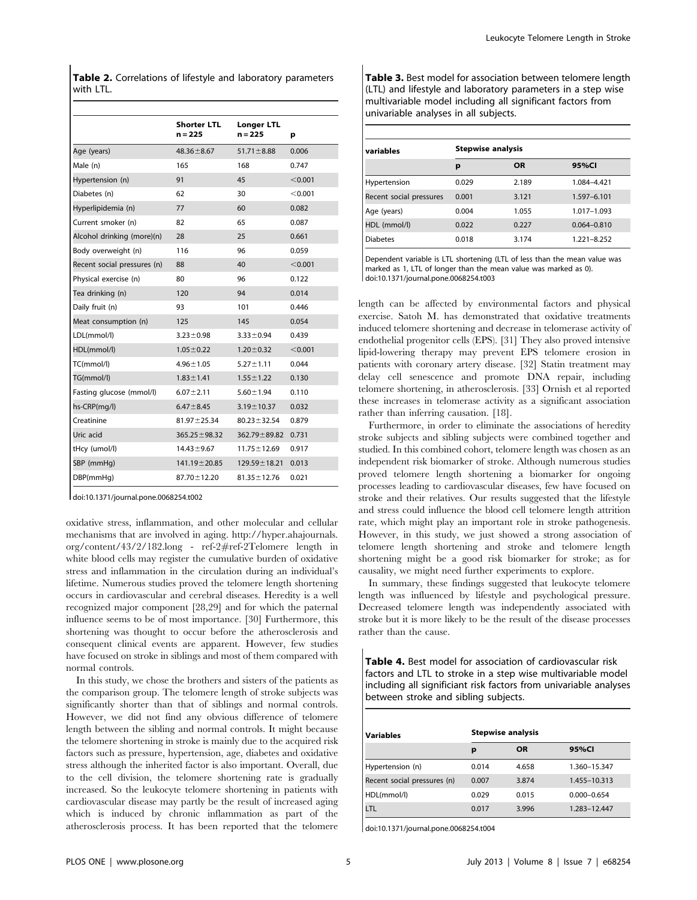**Table 2.** Correlations of lifestyle and laboratory parameters with LTL.

| | Shorter LTL n = 225 | Longer LTL n = 225 | p |
|---|---|---|---|
| Age (years) | 48.36±8.67 | 51.71±8.88 | 0.006 |
| Male (n) | 165 | 168 | 0.747 |
| Hypertension (n) | 91 | 45 | <0.001 |
| Diabetes (n) | 62 | 30 | <0.001 |
| Hyperlipidemia (n) | 77 | 60 | 0.082 |
| Current smoker (n) | 82 | 65 | 0.087 |
| Alcohol drinking (more)(n) | 28 | 25 | 0.661 |
| Body overweight (n) | 116 | 96 | 0.059 |
| Recent social pressures (n) | 88 | 40 | <0.001 |
| Physical exercise (n) | 80 | 96 | 0.122 |
| Tea drinking (n) | 120 | 94 | 0.014 |
| Daily fruit (n) | 93 | 101 | 0.446 |
| Meat consumption (n) | 125 | 145 | 0.054 |
| LDL(mmol/l) | 3.23±0.98 | 3.33±0.94 | 0.439 |
| HDL(mmol/l) | 1.05±0.22 | 1.20±0.32 | <0.001 |
| TC(mmol/l) | 4.96±1.05 | 5.27±1.11 | 0.044 |
| TG(mmol/l) | 1.83±1.41 | 1.55±1.22 | 0.130 |
| Fasting glucose (mmol/l) | 6.07±2.11 | 5.60±1.94 | 0.110 |
| hs-CRP(mg/l) | 6.47±8.45 | 3.19±10.37 | 0.032 |
| Creatinine | 81.97±25.34 | 80.23±32.54 | 0.879 |
| Uric acid | 365.25±98.32 | 362.79±89.82 | 0.731 |
| tHcy (umol/l) | 14.43±9.67 | 11.75±12.69 | 0.917 |
| SBP (mmHg) | 141.19±20.85 | 129.59±18.21 | 0.013 |
| DBP(mmHg) | 87.70±12.20 | 81.35±12.76 | 0.021 |

doi:10.1371/journal.pone.0068254.t002

oxidative stress, inflammation, and other molecular and cellular mechanisms that are involved in aging. http://hyper.ahajournals.org/content/43/2/182.long - ref-2#ref-2Telomere length in white blood cells may register the cumulative burden of oxidative stress and inflammation in the circulation during an individual's lifetime. Numerous studies proved the telomere length shortening occurs in cardiovascular and cerebral diseases. Heredity is a well recognized major component [28,29] and for which the paternal influence seems to be of most importance. [30] Furthermore, this shortening was thought to occur before the atherosclerosis and consequent clinical events are apparent. However, few studies have focused on stroke in siblings and most of them compared with normal controls.

In this study, we chose the brothers and sisters of the patients as the comparison group. The telomere length of stroke subjects was significantly shorter than that of siblings and normal controls. However, we did not find any obvious difference of telomere length between the sibling and normal controls. It might because the telomere shortening in stroke is mainly due to the acquired risk factors such as pressure, hypertension, age, diabetes and oxidative stress although the inherited factor is also important. Overall, due to the cell division, the telomere shortening rate is gradually increased. So the leukocyte telomere shortening in patients with cardiovascular disease may partly be the result of increased aging which is induced by chronic inflammation as part of the atherosclerosis process. It has been reported that the telomere length can be affected by environmental factors and physical exercise. Satoh M. has demonstrated that oxidative treatments induced telomere shortening and decrease in telomerase activity of endothelial progenitor cells (EPS). [31] They also proved intensive lipid-lowering therapy may prevent EPS telomere erosion in patients with coronary artery disease. [32] Statin treatment may delay cell senescence and promote DNA repair, including telomere shortening, in atherosclerosis. [33] Ornish et al reported these increases in telomerase activity as a significant association rather than inferring causation. [18].

Furthermore, in order to eliminate the associations of heredity stroke subjects and sibling subjects were combined together and studied. In this combined cohort, telomere length was chosen as an independent risk biomarker of stroke. Although numerous studies proved telomere length shortening a biomarker for ongoing processes leading to cardiovascular diseases, few have focused on stroke and their relatives. Our results suggested that the lifestyle and stress could influence the blood cell telomere length attrition rate, which might play an important role in stroke pathogenesis. However, in this study, we just showed a strong association of telomere length shortening and stroke and telomere length shortening might be a good risk biomarker for stroke; as for causality, we might need further experiments to explore.

In summary, these findings suggested that leukocyte telomere length was influenced by lifestyle and psychological pressure. Decreased telomere length was independently associated with stroke but it is more likely to be the result of the disease processes rather than the cause.

**Table 3.** Best model for association between telomere length (LTL) and lifestyle and laboratory parameters in a step wise multivariable model including all significant factors from univariable analyses in all subjects.

| variables | Stepwise analysis | | |
|---|---|---|---|
| | p | OR | 95%CI |
| Hypertension | 0.029 | 2.189 | 1.084–4.421 |
| Recent social pressures | 0.001 | 3.121 | 1.597–6.101 |
| Age (years) | 0.004 | 1.055 | 1.017–1.093 |
| HDL (mmol/l) | 0.022 | 0.227 | 0.064–0.810 |
| Diabetes | 0.018 | 3.174 | 1.221–8.252 |

Dependent variable is LTL shortening (LTL of less than the mean value was marked as 1, LTL of longer than the mean value was marked as 0).
doi:10.1371/journal.pone.0068254.t003

**Table 4.** Best model for association of cardiovascular risk factors and LTL to stroke in a step wise multivariable model including all significiant risk factors from univariable analyses between stroke and sibling subjects.

| Variables | Stepwise analysis | | |
|---|---|---|---|
| | p | OR | 95%CI |
| Hypertension (n) | 0.014 | 4.658 | 1.360–15.347 |
| Recent social pressures (n) | 0.007 | 3.874 | 1.455–10.313 |
| HDL(mmol/l) | 0.029 | 0.015 | 0.000–0.654 |
| LTL | 0.017 | 3.996 | 1.283–12.447 |

doi:10.1371/journal.pone.0068254.t004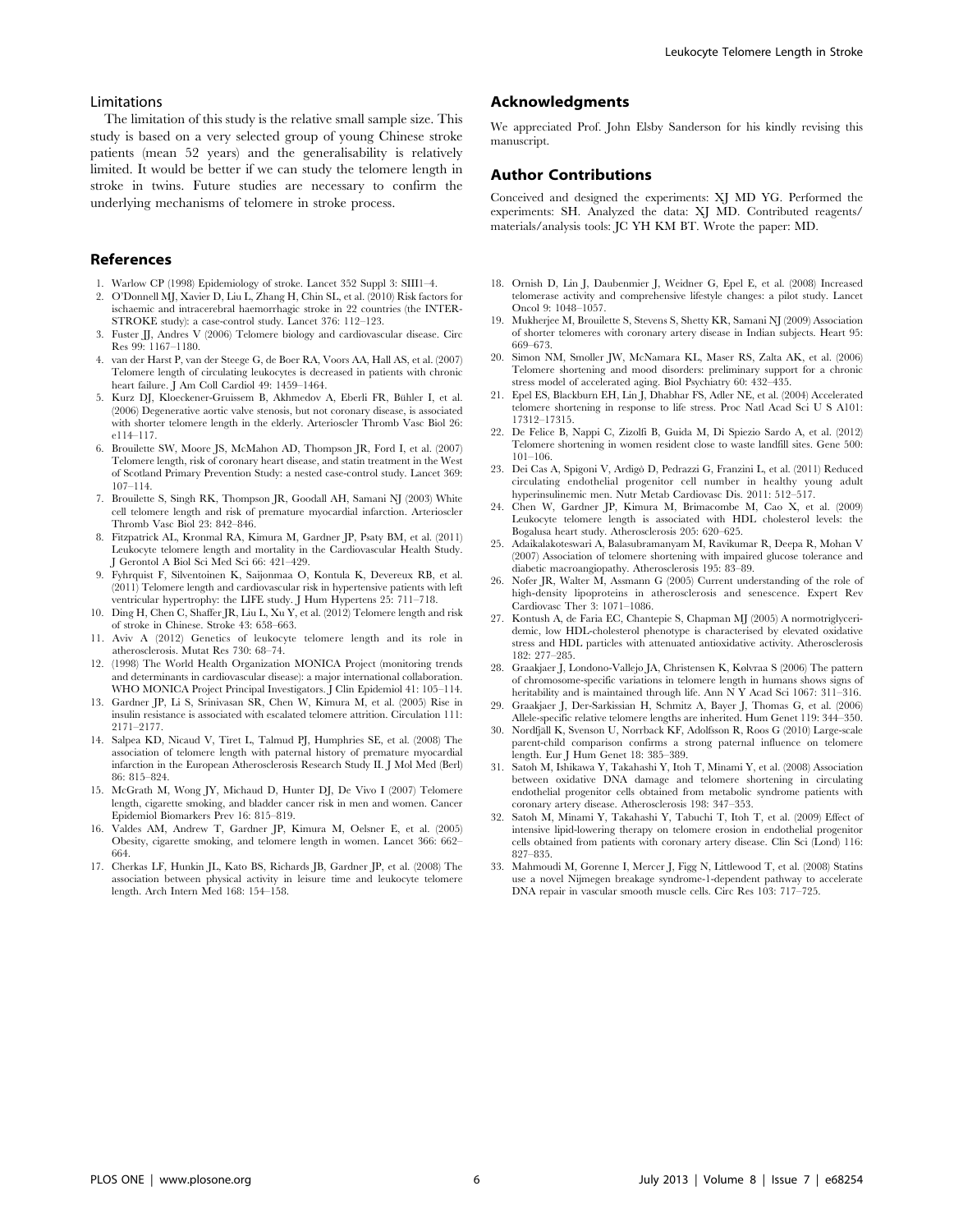### Limitations

The limitation of this study is the relative small sample size. This study is based on a very selected group of young Chinese stroke patients (mean 52 years) and the generalisability is relatively limited. It would be better if we can study the telomere length in stroke in twins. Future studies are necessary to confirm the underlying mechanisms of telomere in stroke process.

## Acknowledgments

We appreciated Prof. John Elsby Sanderson for his kindly revising this manuscript.

## Author Contributions

Conceived and designed the experiments: XJ MD YG. Performed the experiments: SH. Analyzed the data: XJ MD. Contributed reagents/materials/analysis tools: JC YH KM BT. Wrote the paper: MD.

## References

1. Warlow CP (1998) Epidemiology of stroke. Lancet 352 Suppl 3: SIII1–4.
2. O'Donnell MJ, Xavier D, Liu L, Zhang H, Chin SL, et al. (2010) Risk factors for ischaemic and intracerebral haemorrhagic stroke in 22 countries (the INTERSTROKE study): a case-control study. Lancet 376: 112–123.
3. Fuster JJ, Andres V (2006) Telomere biology and cardiovascular disease. Circ Res 99: 1167–1180.
4. van der Harst P, van der Steege G, de Boer RA, Voors AA, Hall AS, et al. (2007) Telomere length of circulating leukocytes is decreased in patients with chronic heart failure. J Am Coll Cardiol 49: 1459–1464.
5. Kurz DJ, Kloeckener-Gruissem B, Akhmedov A, Eberli FR, Bühler I, et al. (2006) Degenerative aortic valve stenosis, but not coronary disease, is associated with shorter telomere length in the elderly. Arterioscler Thromb Vasc Biol 26: e114–117.
6. Brouilette SW, Moore JS, McMahon AD, Thompson JR, Ford I, et al. (2007) Telomere length, risk of coronary heart disease, and statin treatment in the West of Scotland Primary Prevention Study: a nested case-control study. Lancet 369: 107–114.
7. Brouilette S, Singh RK, Thompson JR, Goodall AH, Samani NJ (2003) White cell telomere length and risk of premature myocardial infarction. Arterioscler Thromb Vasc Biol 23: 842–846.
8. Fitzpatrick AL, Kronmal RA, Kimura M, Gardner JP, Psaty BM, et al. (2011) Leukocyte telomere length and mortality in the Cardiovascular Health Study. J Gerontol A Biol Sci Med Sci 66: 421–429.
9. Fyhrquist F, Silventoinen K, Saijonmaa O, Kontula K, Devereux RB, et al. (2011) Telomere length and cardiovascular risk in hypertensive patients with left ventricular hypertrophy: the LIFE study. J Hum Hypertens 25: 711–718.
10. Ding H, Chen C, Shaffer JR, Liu L, Xu Y, et al. (2012) Telomere length and risk of stroke in Chinese. Stroke 43: 658–663.
11. Aviv A (2012) Genetics of leukocyte telomere length and its role in atherosclerosis. Mutat Res 730: 68–74.
12. (1998) The World Health Organization MONICA Project (monitoring trends and determinants in cardiovascular disease): a major international collaboration. WHO MONICA Project Principal Investigators. J Clin Epidemiol 41: 105–114.
13. Gardner JP, Li S, Srinivasan SR, Chen W, Kimura M, et al. (2005) Rise in insulin resistance is associated with escalated telomere attrition. Circulation 111: 2171–2177.
14. Salpea KD, Nicaud V, Tiret L, Talmud PJ, Humphries SE, et al. (2008) The association of telomere length with paternal history of premature myocardial infarction in the European Atherosclerosis Research Study II. J Mol Med (Berl) 86: 815–824.
15. McGrath M, Wong JY, Michaud D, Hunter DJ, De Vivo I (2007) Telomere length, cigarette smoking, and bladder cancer risk in men and women. Cancer Epidemiol Biomarkers Prev 16: 815–819.
16. Valdes AM, Andrew T, Gardner JP, Kimura M, Oelsner E, et al. (2005) Obesity, cigarette smoking, and telomere length in women. Lancet 366: 662–664.
17. Cherkas LF, Hunkin JL, Kato BS, Richards JB, Gardner JP, et al. (2008) The association between physical activity in leisure time and leukocyte telomere length. Arch Intern Med 168: 154–158.
18. Ornish D, Lin J, Daubenmier J, Weidner G, Epel E, et al. (2008) Increased telomerase activity and comprehensive lifestyle changes: a pilot study. Lancet Oncol 9: 1048–1057.
19. Mukherjee M, Brouilette S, Stevens S, Shetty KR, Samani NJ (2009) Association of shorter telomeres with coronary artery disease in Indian subjects. Heart 95: 669–673.
20. Simon NM, Smoller JW, McNamara KL, Maser RS, Zalta AK, et al. (2006) Telomere shortening and mood disorders: preliminary support for a chronic stress model of accelerated aging. Biol Psychiatry 60: 432–435.
21. Epel ES, Blackburn EH, Lin J, Dhabhar FS, Adler NE, et al. (2004) Accelerated telomere shortening in response to life stress. Proc Natl Acad Sci U S A101: 17312–17315.
22. De Felice B, Nappi C, Zizolfi B, Guida M, Di Spiezio Sardo A, et al. (2012) Telomere shortening in women resident close to waste landfill sites. Gene 500: 101–106.
23. Dei Cas A, Spigoni V, Ardigò D, Pedrazzi G, Franzini L, et al. (2011) Reduced circulating endothelial progenitor cell number in healthy young adult hyperinsulinemic men. Nutr Metab Cardiovasc Dis. 2011: 512–517.
24. Chen W, Gardner JP, Kimura M, Brimacombe M, Cao X, et al. (2009) Leukocyte telomere length is associated with HDL cholesterol levels: the Bogalusa heart study. Atherosclerosis 205: 620–625.
25. Adaikalakoteswari A, Balasubramanyam M, Ravikumar R, Deepa R, Mohan V (2007) Association of telomere shortening with impaired glucose tolerance and diabetic macroangiopathy. Atherosclerosis 195: 83–89.
26. Nofer JR, Walter M, Assmann G (2005) Current understanding of the role of high-density lipoproteins in atherosclerosis and senescence. Expert Rev Cardiovasc Ther 3: 1071–1086.
27. Kontush A, de Faria EC, Chantepie S, Chapman MJ (2005) A normotriglyceridemic, low HDL-cholesterol phenotype is characterised by elevated oxidative stress and HDL particles with attenuated antioxidative activity. Atherosclerosis 182: 277–285.
28. Graakjaer J, Londono-Vallejo JA, Christensen K, Kølvraa S (2006) The pattern of chromosome-specific variations in telomere length in humans shows signs of heritability and is maintained through life. Ann N Y Acad Sci 1067: 311–316.
29. Graakjaer J, Der-Sarkissian H, Schmitz A, Bayer J, Thomas G, et al. (2006) Allele-specific relative telomere lengths are inherited. Hum Genet 119: 344–350.
30. Nordfjäll K, Svenson U, Norrback KF, Adolfsson R, Roos G (2010) Large-scale parent-child comparison confirms a strong paternal influence on telomere length. Eur J Hum Genet 18: 385–389.
31. Satoh M, Ishikawa Y, Takahashi Y, Itoh T, Minami Y, et al. (2008) Association between oxidative DNA damage and telomere shortening in circulating endothelial progenitor cells obtained from metabolic syndrome patients with coronary artery disease. Atherosclerosis 198: 347–353.
32. Satoh M, Minami Y, Takahashi Y, Tabuchi T, Itoh T, et al. (2009) Effect of intensive lipid-lowering therapy on telomere erosion in endothelial progenitor cells obtained from patients with coronary artery disease. Clin Sci (Lond) 116: 827–835.
33. Mahmoudi M, Gorenne I, Mercer J, Figg N, Littlewood T, et al. (2008) Statins use a novel Nijmegen breakage syndrome-1-dependent pathway to accelerate DNA repair in vascular smooth muscle cells. Circ Res 103: 717–725.